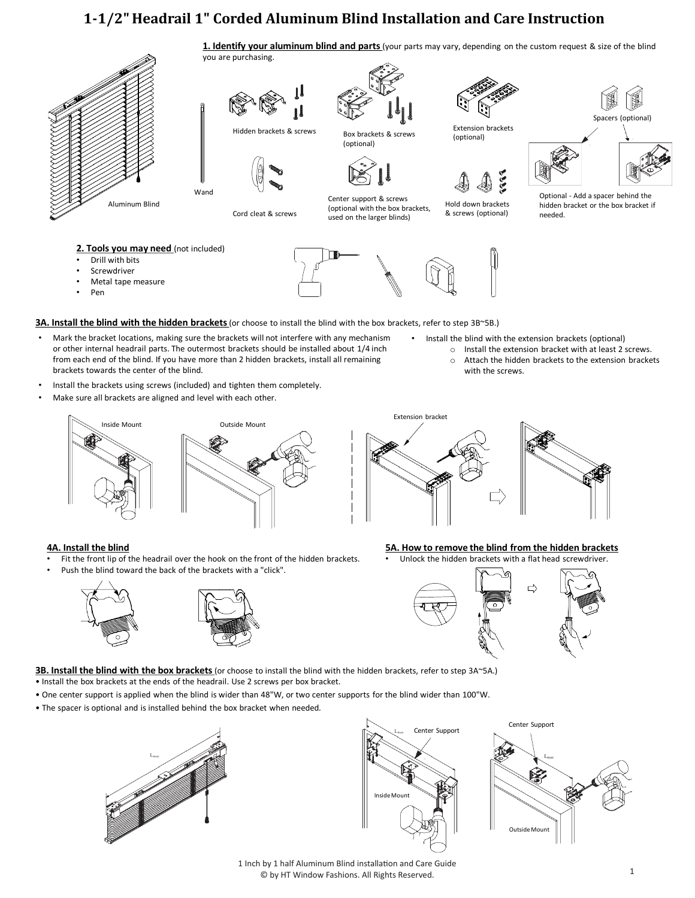# 1-1/2" Headrail 1" Corded Aluminum Blind Installation and Care Instruction

**1. Identify your aluminum blind and parts** (your parts may vary, depending on the custom request & size of the blind you are purchasing.

Aluminum Blind

Wand

Hidden brackets & screws

Cord cleat & screws

Box brackets & screws (optional)

Center support & screws (optional with the box brackets, used on the larger blinds)

Extension brackets (optional)

Hold down brackets & screws (optional)

Spacers (optional)

Optional - Add a spacer behind the hidden bracket or the box bracket if needed.

**2. Tools you may need** (not included)

- Drill with bits
- Screwdriver
- Metal tape measure
- Pen

**3A. Install the blind with the hidden brackets** (or choose to install the blind with the box brackets, refer to step 3B~5B.)

- Mark the bracket locations, making sure the brackets will not interfere with any mechanism or other internal headrail parts. The outermost brackets should be installed about 1/4 inch from each end of the blind. If you have more than 2 hidden brackets, install all remaining brackets towards the center of the blind.
- Install the brackets using screws (included) and tighten them completely.
- Make sure all brackets are aligned and level with each other.
- Install the blind with the extension brackets (optional)
  - Install the extension bracket with at least 2 screws.
  - Attach the hidden brackets to the extension brackets with the screws.

Inside Mount

Outside Mount

Extension bracket

**4A. Install the blind**

- Fit the front lip of the headrail over the hook on the front of the hidden brackets.
- Push the blind toward the back of the brackets with a "click".

**5A. How to remove the blind from the hidden brackets**

- Unlock the hidden brackets with a flat head screwdriver.

**3B. Install the blind with the box brackets** (or choose to install the blind with the hidden brackets, refer to step 3A~5A.)

- Install the box brackets at the ends of the headrail. Use 2 screws per box bracket.
- One center support is applied when the blind is wider than 48"W, or two center supports for the blind wider than 100"W.
- The spacer is optional and is installed behind the box bracket when needed.

$L_{max}$

Center Support

Inside Mount

Center Support

Outside Mount

1 Inch by 1 half Aluminum Blind installation and Care Guide
© by HT Window Fashions. All Rights Reserved.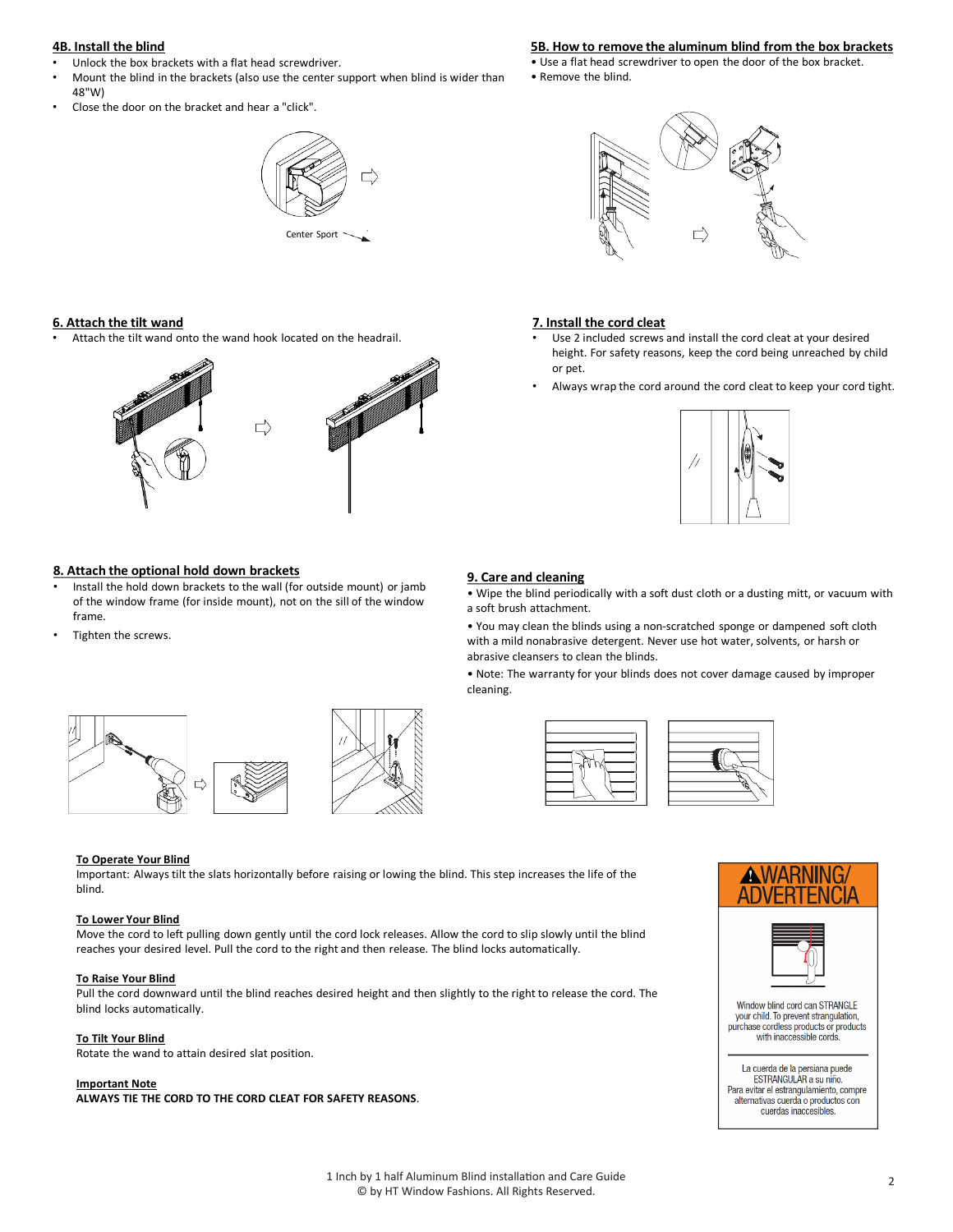## 4B. Install the blind

- Unlock the box brackets with a flat head screwdriver.
- Mount the blind in the brackets (also use the center support when blind is wider than 48"W)
- Close the door on the bracket and hear a "click".

Center Sport

## 5B. How to remove the aluminum blind from the box brackets

- Use a flat head screwdriver to open the door of the box bracket.
- Remove the blind.

## 6. Attach the tilt wand

- Attach the tilt wand onto the wand hook located on the headrail.

## 7. Install the cord cleat

- Use 2 included screws and install the cord cleat at your desired height. For safety reasons, keep the cord being unreached by child or pet.
- Always wrap the cord around the cord cleat to keep your cord tight.

## 8. Attach the optional hold down brackets

- Install the hold down brackets to the wall (for outside mount) or jamb of the window frame (for inside mount), not on the sill of the window frame.
- Tighten the screws.

## 9. Care and cleaning

- Wipe the blind periodically with a soft dust cloth or a dusting mitt, or vacuum with a soft brush attachment.
- You may clean the blinds using a non-scratched sponge or dampened soft cloth with a mild nonabrasive detergent. Never use hot water, solvents, or harsh or abrasive cleansers to clean the blinds.
- Note: The warranty for your blinds does not cover damage caused by improper cleaning.

**To Operate Your Blind**

Important: Always tilt the slats horizontally before raising or lowing the blind. This step increases the life of the blind.

**To Lower Your Blind**

Move the cord to left pulling down gently until the cord lock releases. Allow the cord to slip slowly until the blind reaches your desired level. Pull the cord to the right and then release. The blind locks automatically.

**To Raise Your Blind**

Pull the cord downward until the blind reaches desired height and then slightly to the right to release the cord. The blind locks automatically.

**To Tilt Your Blind**

Rotate the wand to attain desired slat position.

**Important Note**

**ALWAYS TIE THE CORD TO THE CORD CLEAT FOR SAFETY REASONS**.

**⚠WARNING/ ADVERTENCIA**

Window blind cord can STRANGLE your child. To prevent strangulation, purchase cordless products or products with inaccessible cords.

La cuerda de la persiana puede ESTRANGULAR a su niño. Para evitar el estrangulamiento, compre alternativas cuerda o productos con cuerdas inaccesibles.

1 Inch by 1 half Aluminum Blind installation and Care Guide
© by HT Window Fashions. All Rights Reserved.